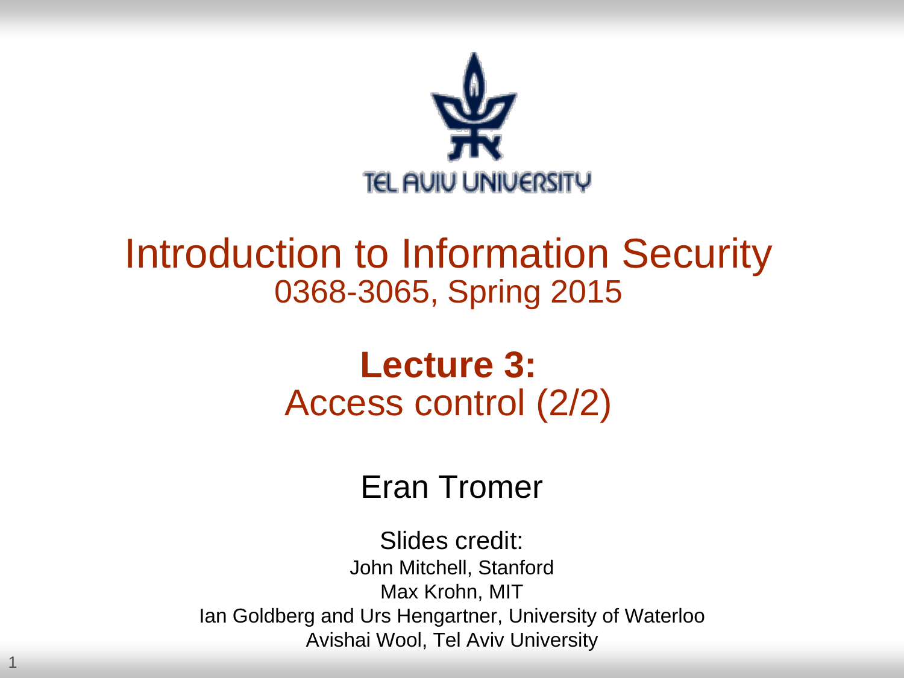TEL AVIV UNIVERSITY

# Introduction to Information Security

0368-3065, Spring 2015

## **Lecture 3:**
## Access control (2/2)

Eran Tromer

Slides credit:

John Mitchell, Stanford

Max Krohn, MIT

Ian Goldberg and Urs Hengartner, University of Waterloo

Avishai Wool, Tel Aviv University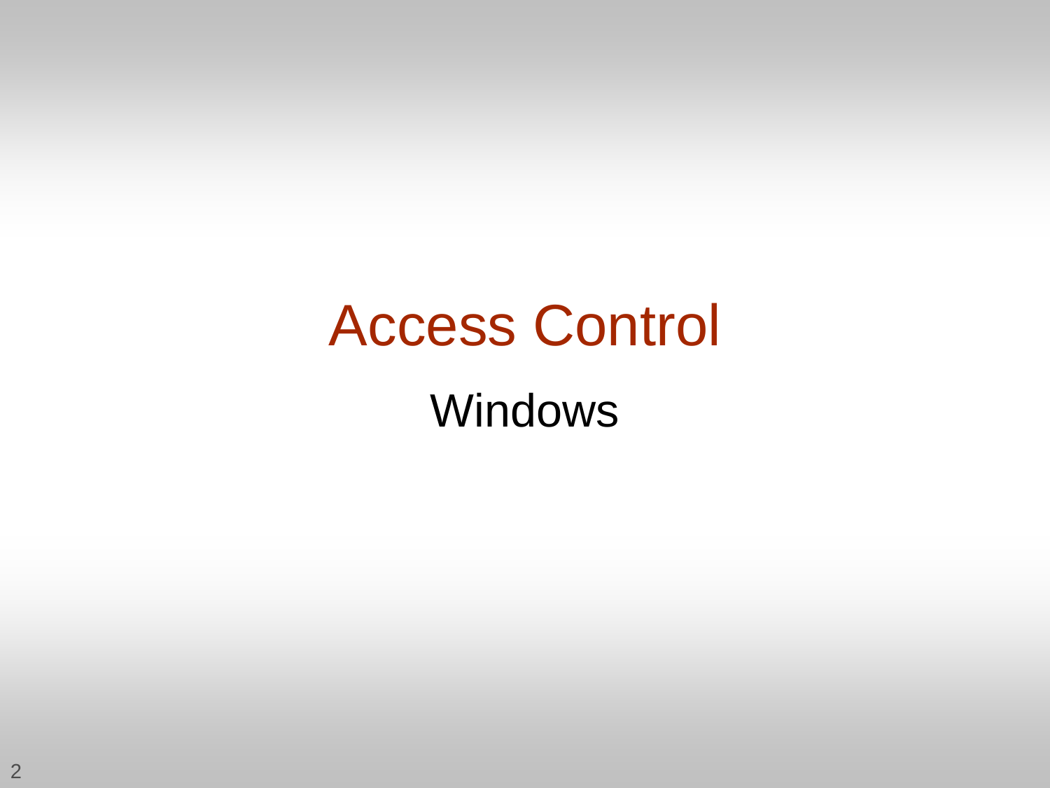# Access Control

## Windows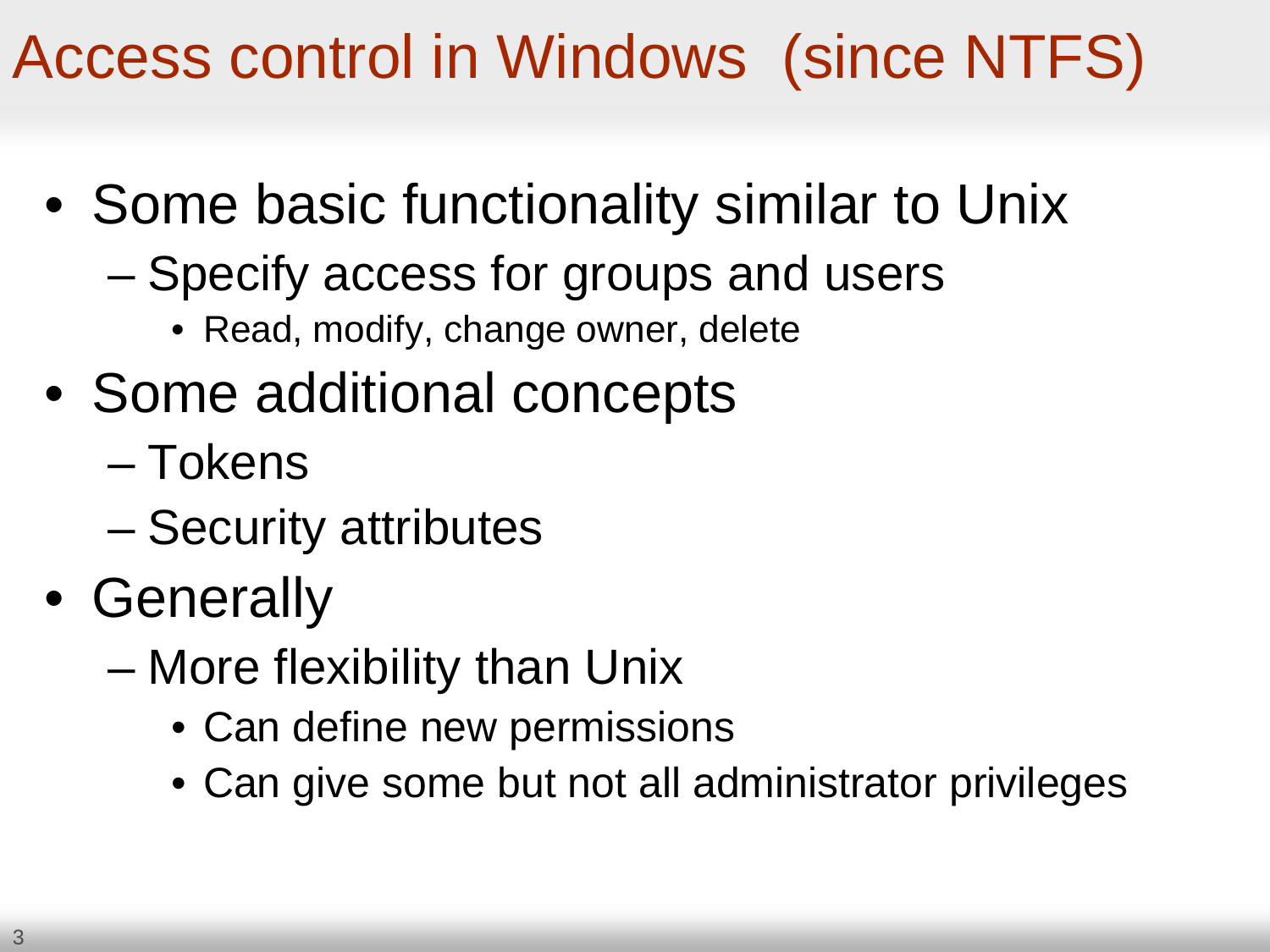# Access control in Windows (since NTFS)

- Some basic functionality similar to Unix
  - Specify access for groups and users
    - Read, modify, change owner, delete
- Some additional concepts
  - Tokens
  - Security attributes
- Generally
  - More flexibility than Unix
    - Can define new permissions
    - Can give some but not all administrator privileges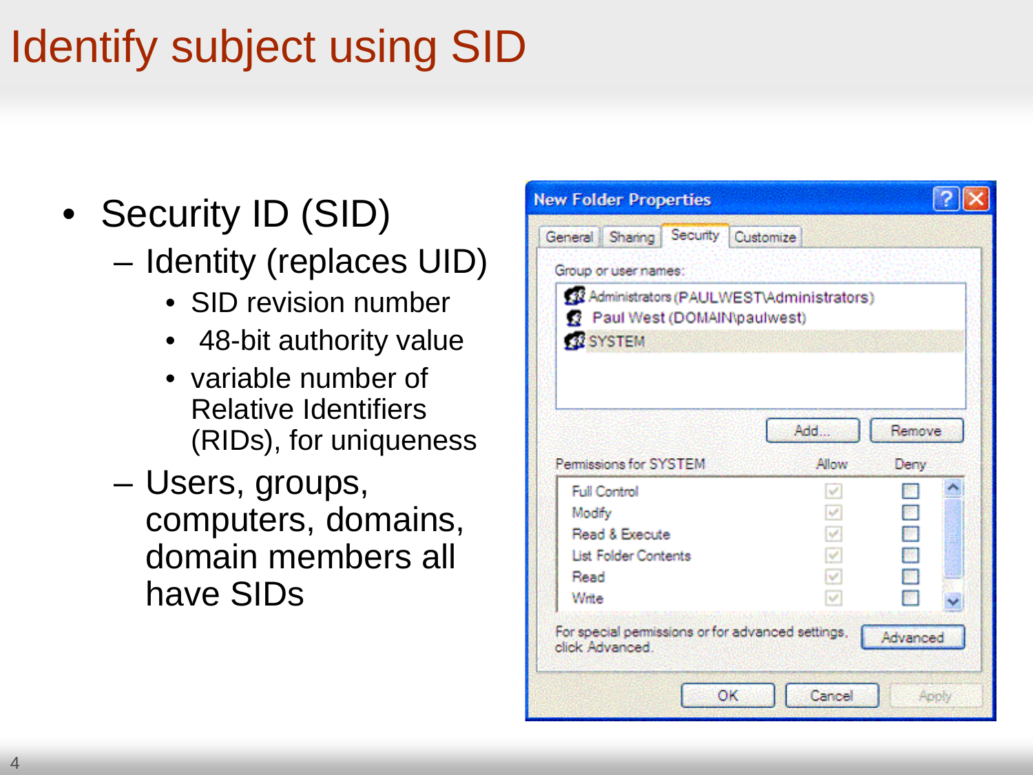# Identify subject using SID

- Security ID (SID)
  - Identity (replaces UID)
    - SID revision number
    - 48-bit authority value
    - variable number of Relative Identifiers (RIDs), for uniqueness
  - Users, groups, computers, domains, domain members all have SIDs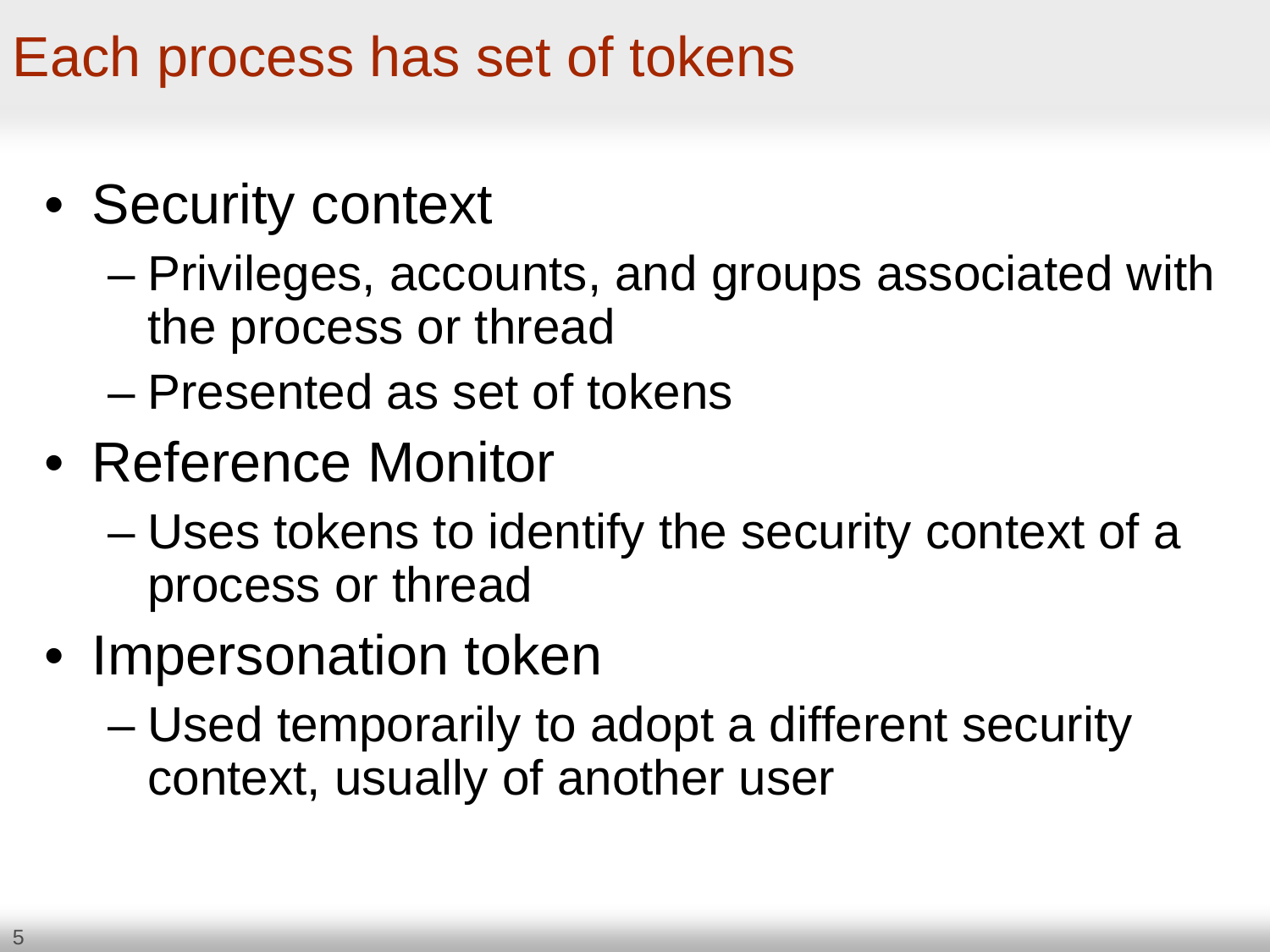# Each process has set of tokens

- Security context
  - Privileges, accounts, and groups associated with the process or thread
  - Presented as set of tokens
- Reference Monitor
  - Uses tokens to identify the security context of a process or thread
- Impersonation token
  - Used temporarily to adopt a different security context, usually of another user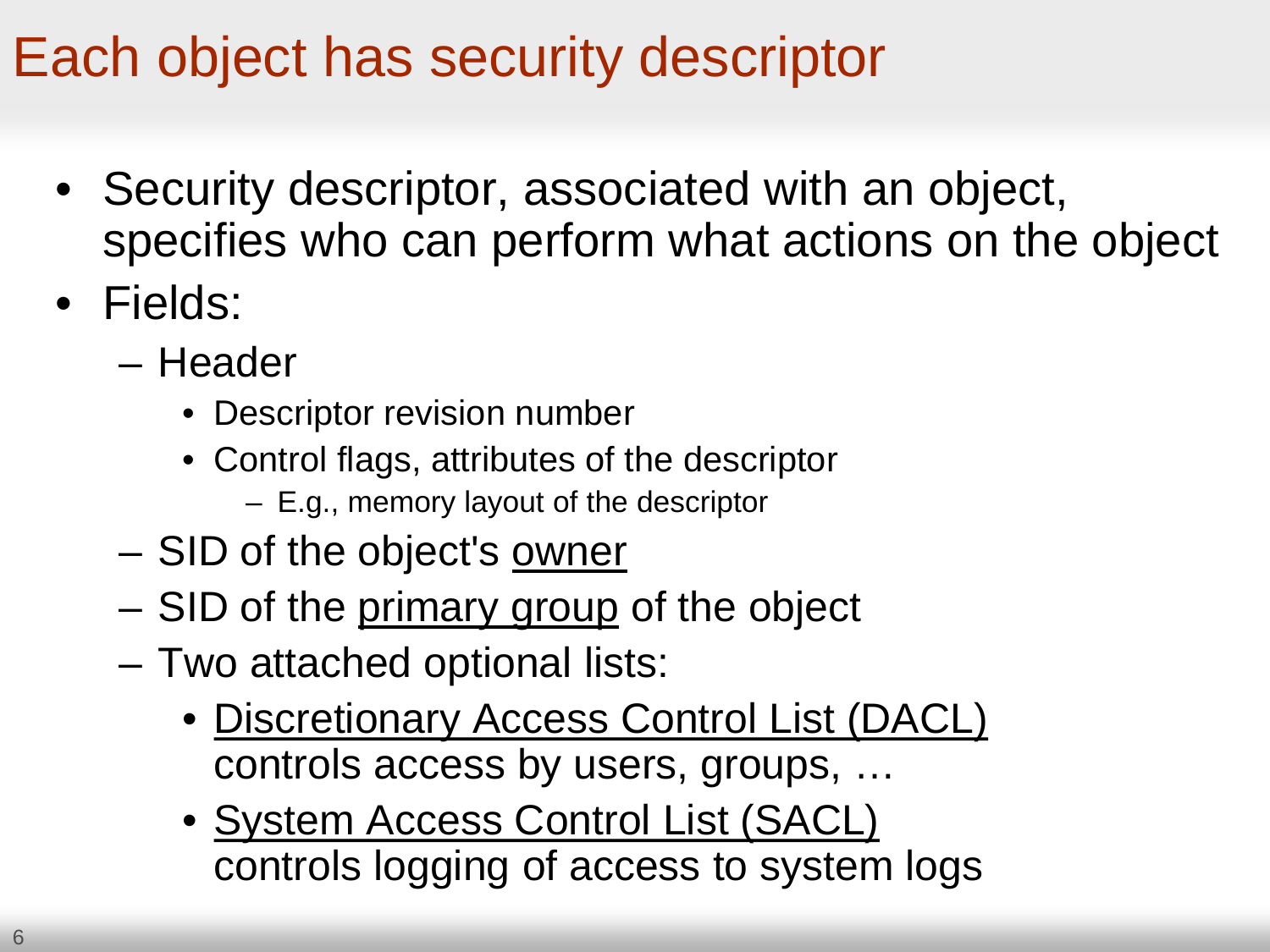# Each object has security descriptor

- Security descriptor, associated with an object, specifies who can perform what actions on the object
- Fields:
  - Header
    - Descriptor revision number
    - Control flags, attributes of the descriptor
      - E.g., memory layout of the descriptor
  - SID of the object's <u>owner</u>
  - SID of the <u>primary group</u> of the object
  - Two attached optional lists:
    - <u>Discretionary Access Control List (DACL)</u> controls access by users, groups, …
    - <u>System Access Control List (SACL)</u> controls logging of access to system logs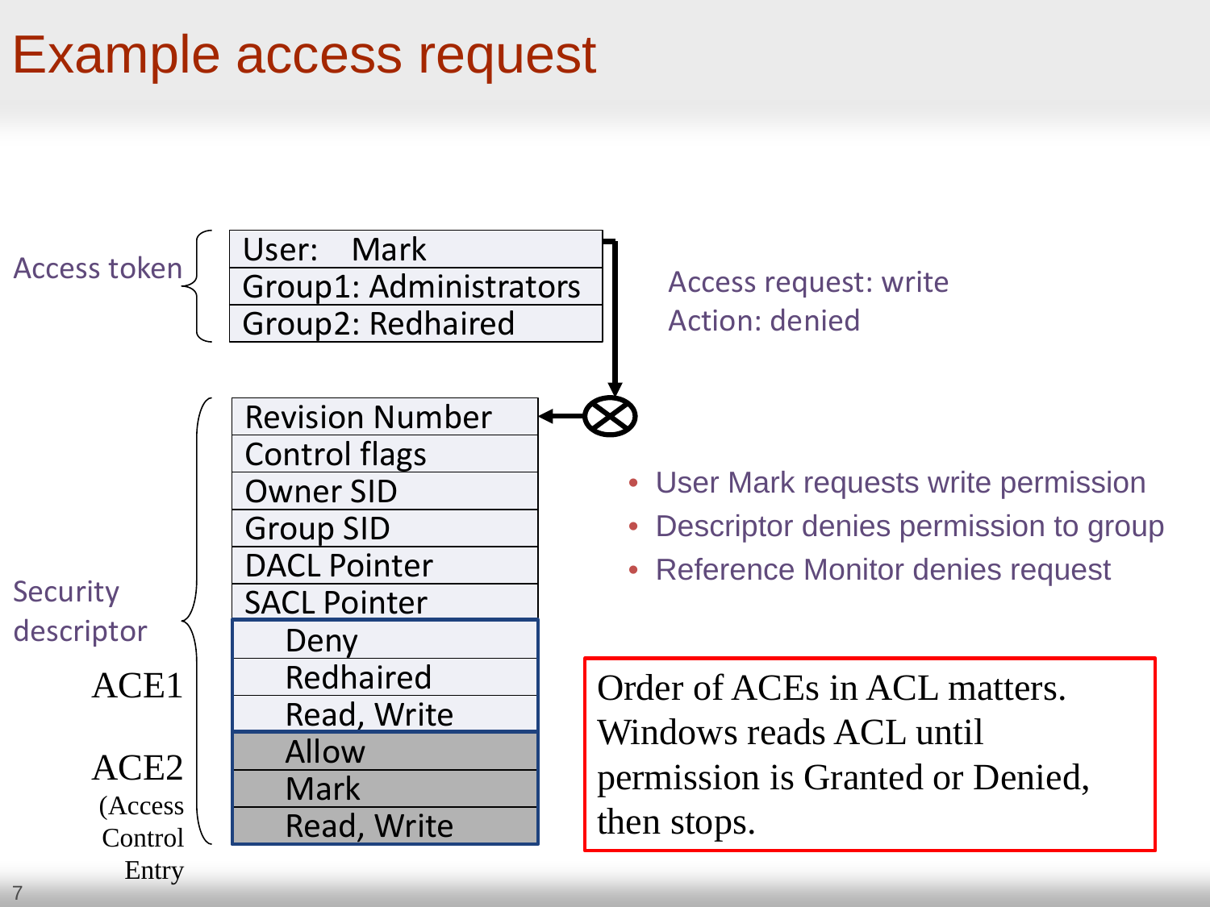# Example access request

Access token

| User: Mark |
|---|
| Group1: Administrators |
| Group2: Redhaired |

Access request: write

Action: denied

Security descriptor

| Revision Number |
|---|
| Control flags |
| Owner SID |
| Group SID |
| DACL Pointer |
| SACL Pointer |
| ACE1: Deny |
| Redhaired |
| Read, Write |
| ACE2 (Access Control Entry): Allow |
| Mark |
| Read, Write |

- User Mark requests write permission
- Descriptor denies permission to group
- Reference Monitor denies request

Order of ACEs in ACL matters. Windows reads ACL until permission is Granted or Denied, then stops.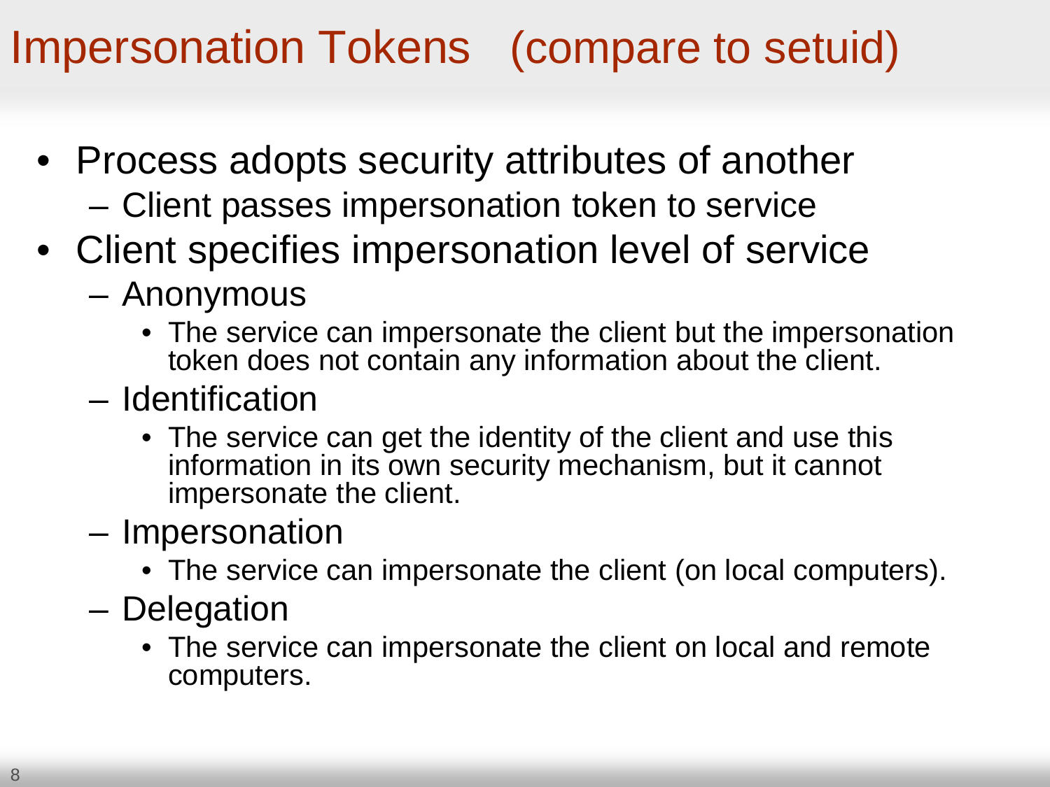# Impersonation Tokens (compare to setuid)

- Process adopts security attributes of another
  - Client passes impersonation token to service
- Client specifies impersonation level of service
  - Anonymous
    - The service can impersonate the client but the impersonation token does not contain any information about the client.
  - Identification
    - The service can get the identity of the client and use this information in its own security mechanism, but it cannot impersonate the client.
  - Impersonation
    - The service can impersonate the client (on local computers).
  - Delegation
    - The service can impersonate the client on local and remote computers.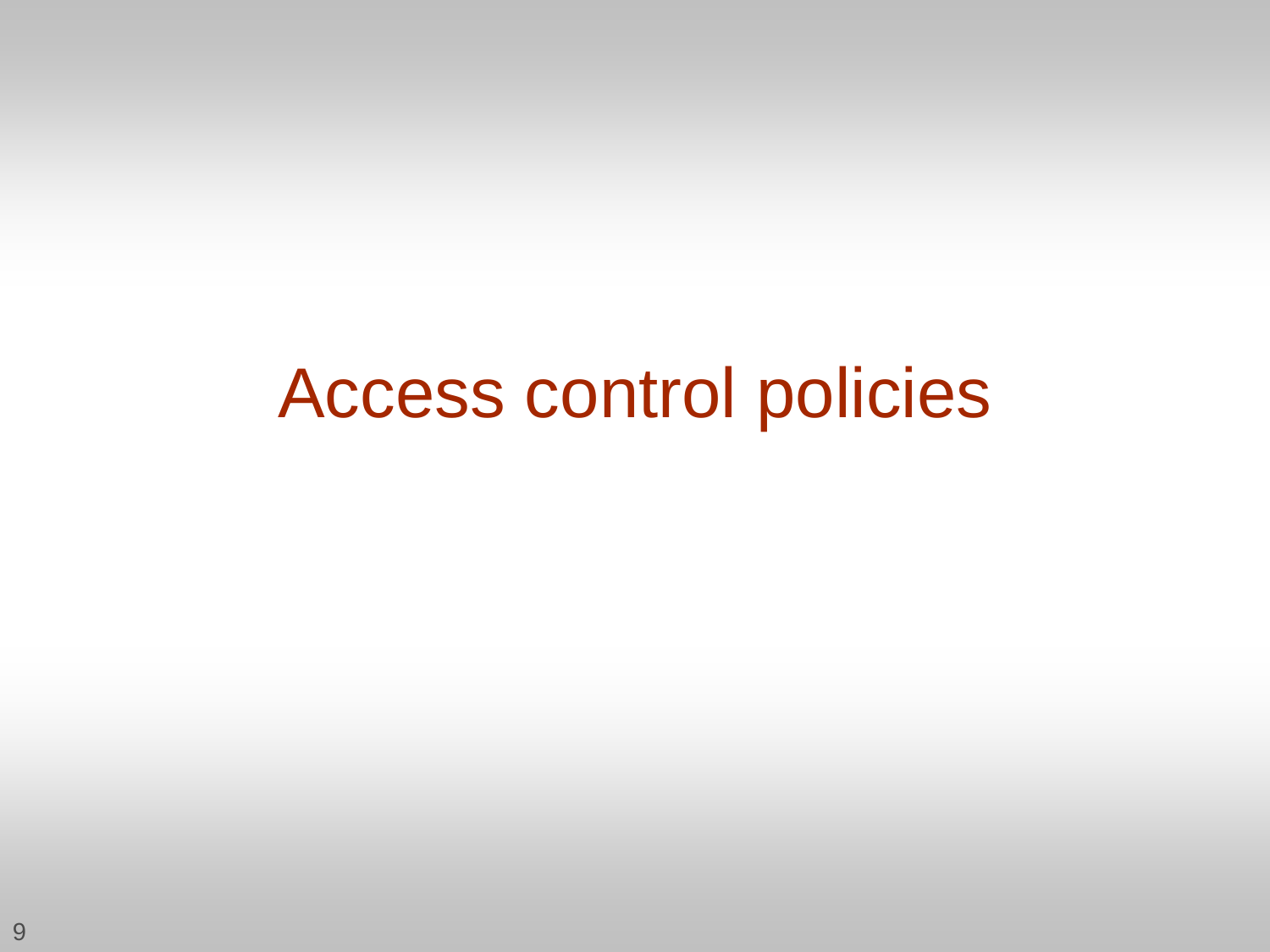# Access control policies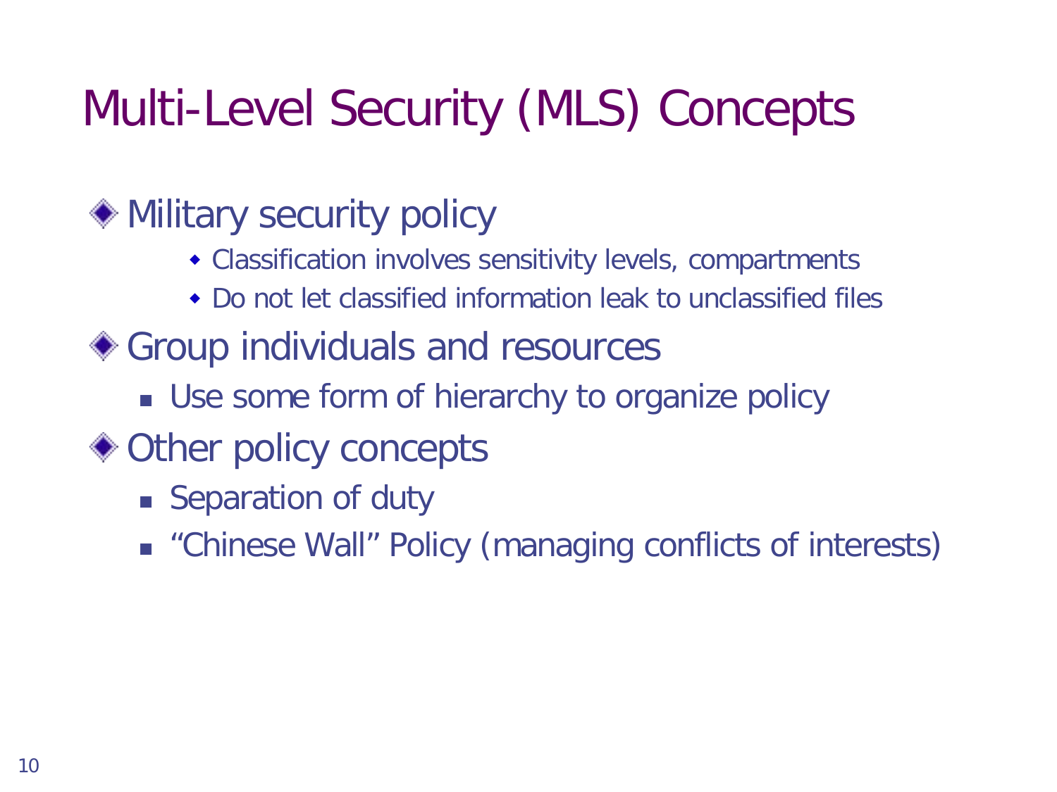# Multi-Level Security (MLS) Concepts

- Military security policy
  - Classification involves sensitivity levels, compartments
  - Do not let classified information leak to unclassified files
- Group individuals and resources
  - Use some form of hierarchy to organize policy
- Other policy concepts
  - Separation of duty
  - "Chinese Wall" Policy (managing conflicts of interests)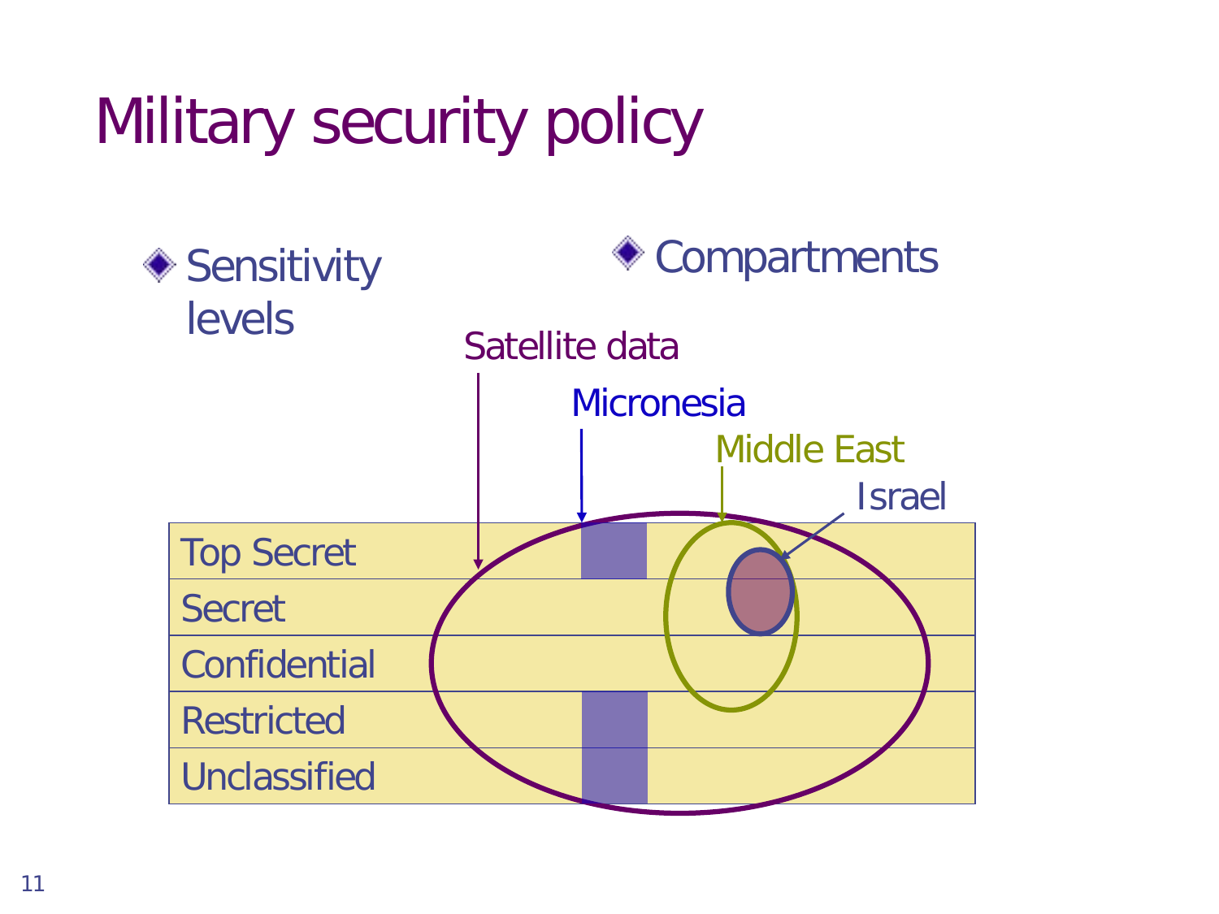# Military security policy

- Sensitivity levels
- Compartments

Satellite data

Micronesia

Middle East

Israel

| Top Secret |
|---|
| Secret |
| Confidential |
| Restricted |
| Unclassified |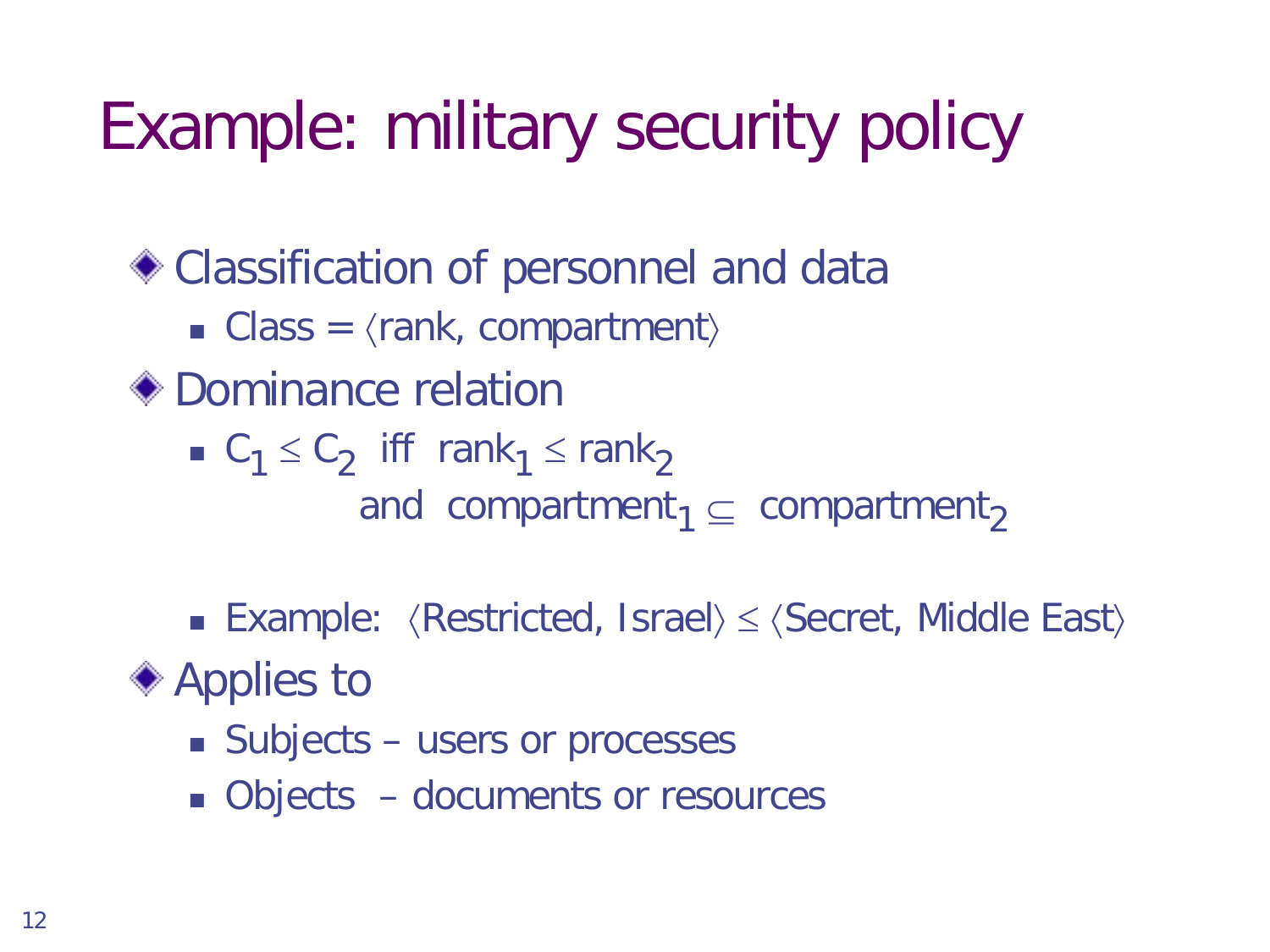# Example: military security policy

- Classification of personnel and data
  - Class = $\langle$rank, compartment$\rangle$
- Dominance relation
  - $C_1 \leq C_2$ iff $rank_1 \leq rank_2$ and $compartment_1 \subseteq compartment_2$
  - Example: $\langle$Restricted, Israel$\rangle \leq \langle$Secret, Middle East$\rangle$
- Applies to
  - Subjects – users or processes
  - Objects – documents or resources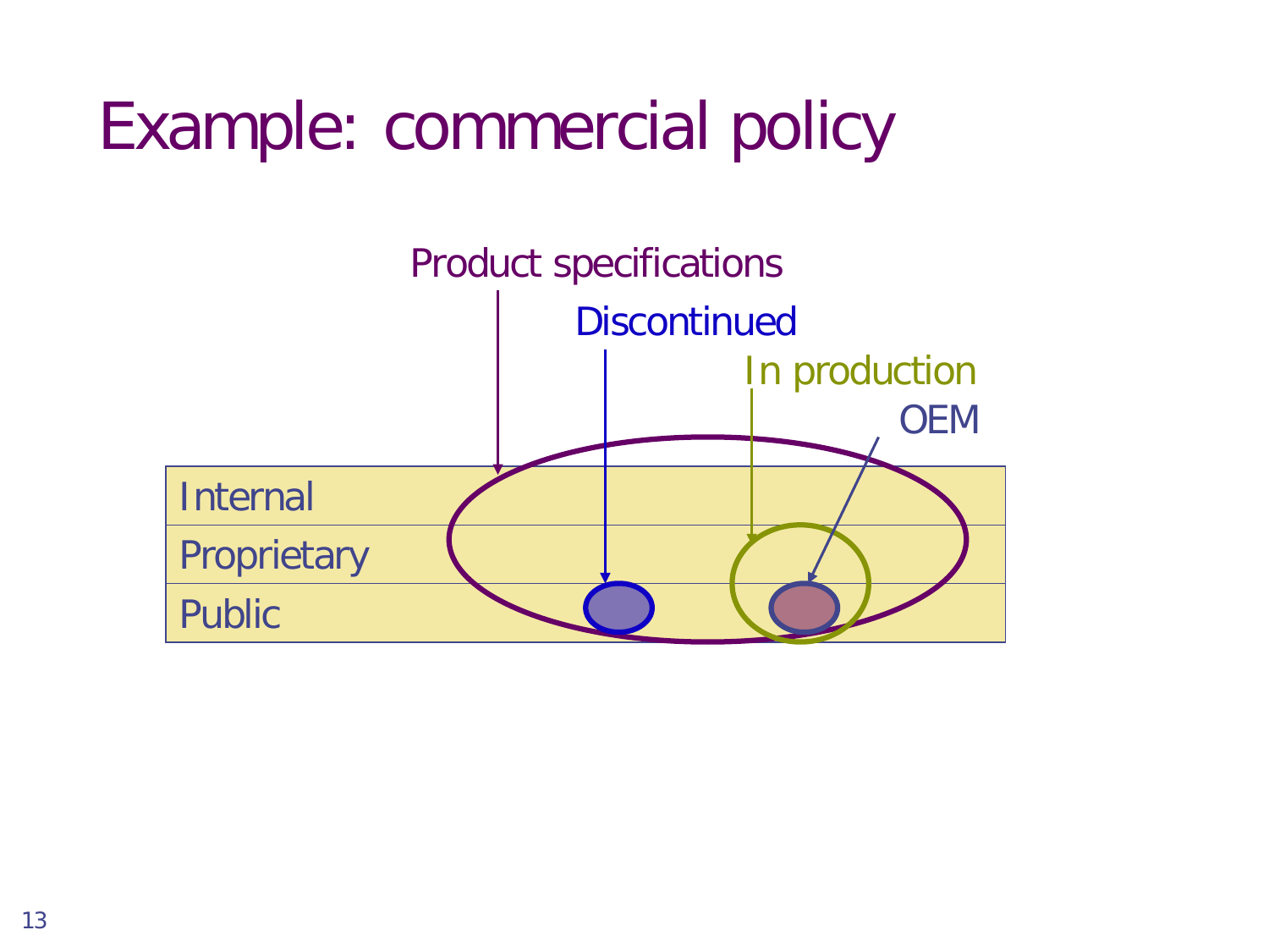# Example: commercial policy

Product specifications

Discontinued

In production

OEM

Internal

Proprietary

Public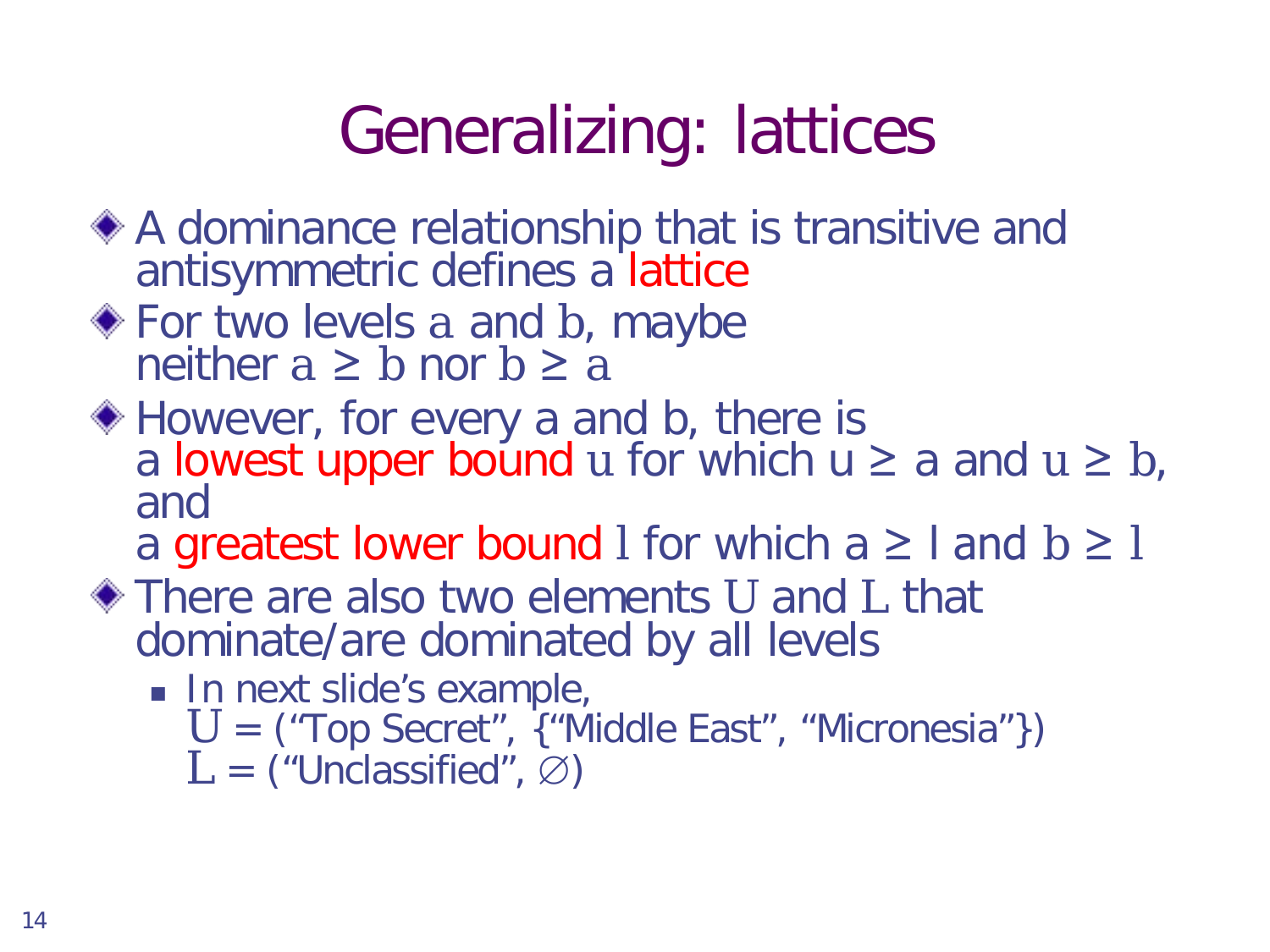# Generalizing: lattices

- A dominance relationship that is transitive and antisymmetric defines a lattice
- For two levels $a$ and $b$, maybe neither $a \geq b$ nor $b \geq a$
- However, for every a and b, there is a lowest upper bound $u$ for which $u \geq a$ and $u \geq b$, and
  a greatest lower bound $l$ for which $a \geq l$ and $b \geq l$
- There are also two elements $U$ and $L$ that dominate/are dominated by all levels
  - In next slide's example,
    $U$ = ("Top Secret", {"Middle East", "Micronesia"})
    $L$ = ("Unclassified", $\emptyset$)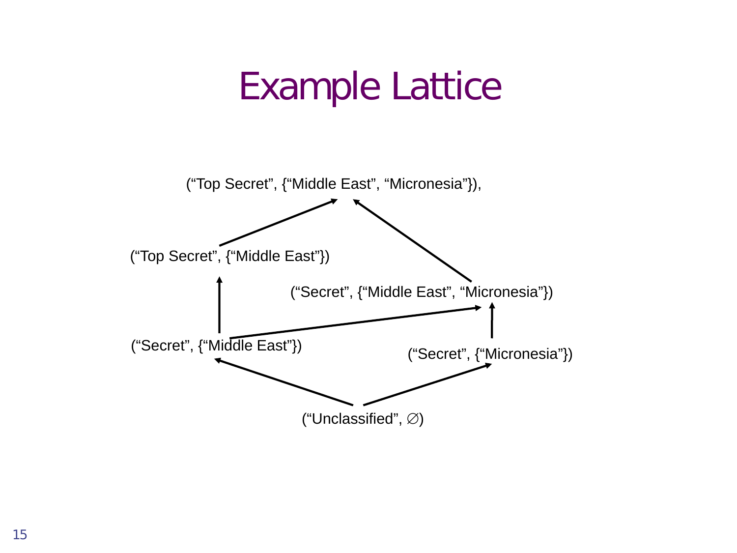# Example Lattice

("Top Secret", {"Middle East", "Micronesia"}),

("Top Secret", {"Middle East"})

("Secret", {"Middle East", "Micronesia"})

("Secret", {"Middle East"})

("Secret", {"Micronesia"})

("Unclassified", ∅)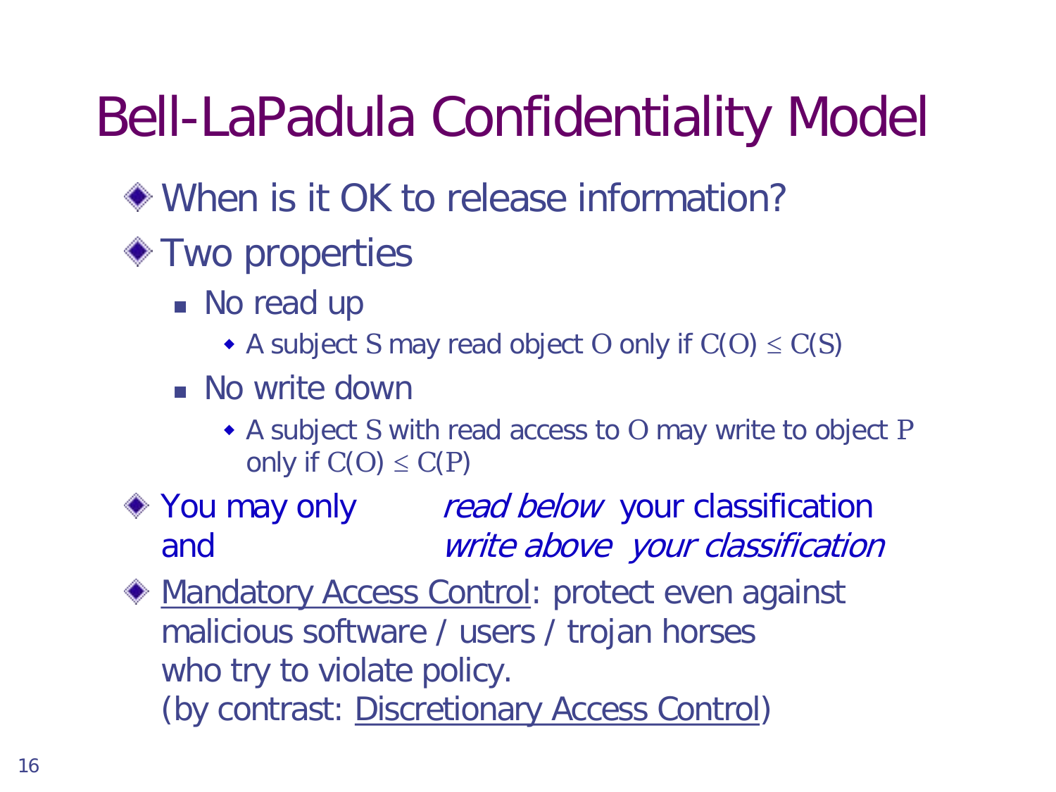# Bell-LaPadula Confidentiality Model

- When is it OK to release information?
- Two properties
  - No read up
    - A subject $S$ may read object $O$ only if $C(O) \leq C(S)$
  - No write down
    - A subject $S$ with read access to $O$ may write to object $P$ only if $C(O) \leq C(P)$
- You may only *read below* your classification and *write above your classification*
- <u>Mandatory Access Control</u>: protect even against malicious software / users / trojan horses who try to violate policy.
  (by contrast: <u>Discretionary Access Control</u>)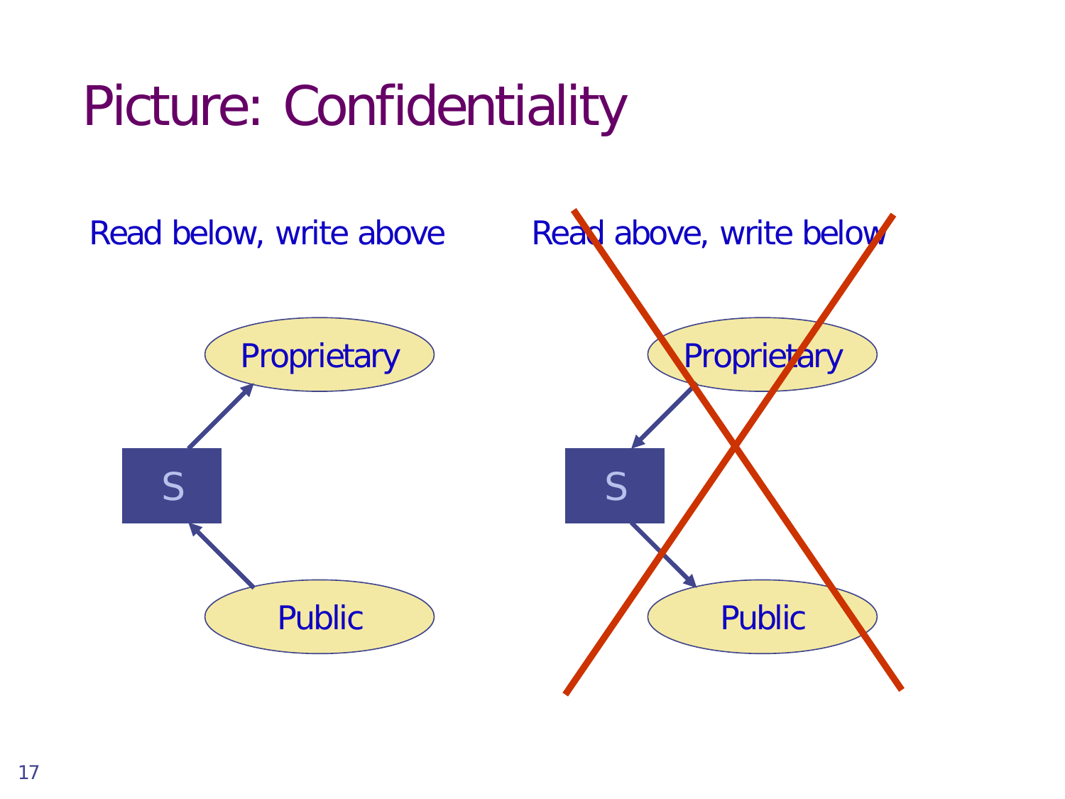# Picture: Confidentiality

Read below, write above

Proprietary

S

Public

Read above, write below

Proprietary

S

Public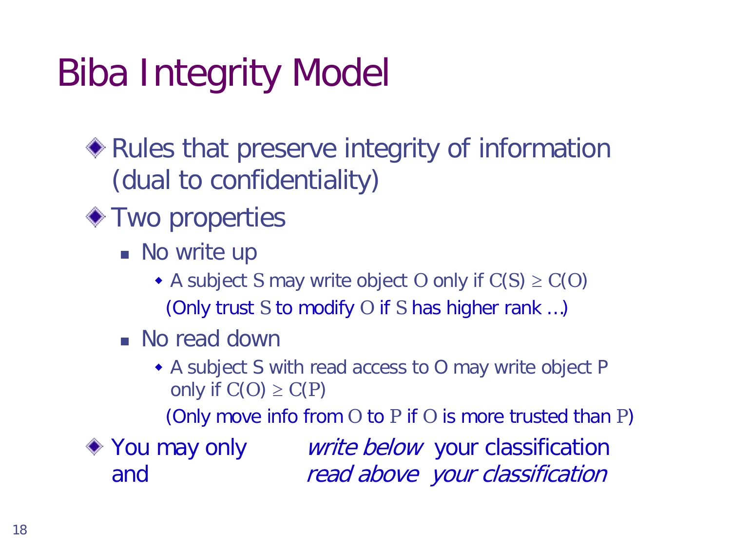# Biba Integrity Model

- Rules that preserve integrity of information (dual to confidentiality)
- Two properties
  - No write up
    - A subject S may write object O only if $C(S) \geq C(O)$

      (Only trust S to modify O if S has higher rank …)
  - No read down
    - A subject S with read access to O may write object P only if $C(O) \geq C(P)$

      (Only move info from O to P if O is more trusted than P)
- You may only *write below* your classification and *read above your classification*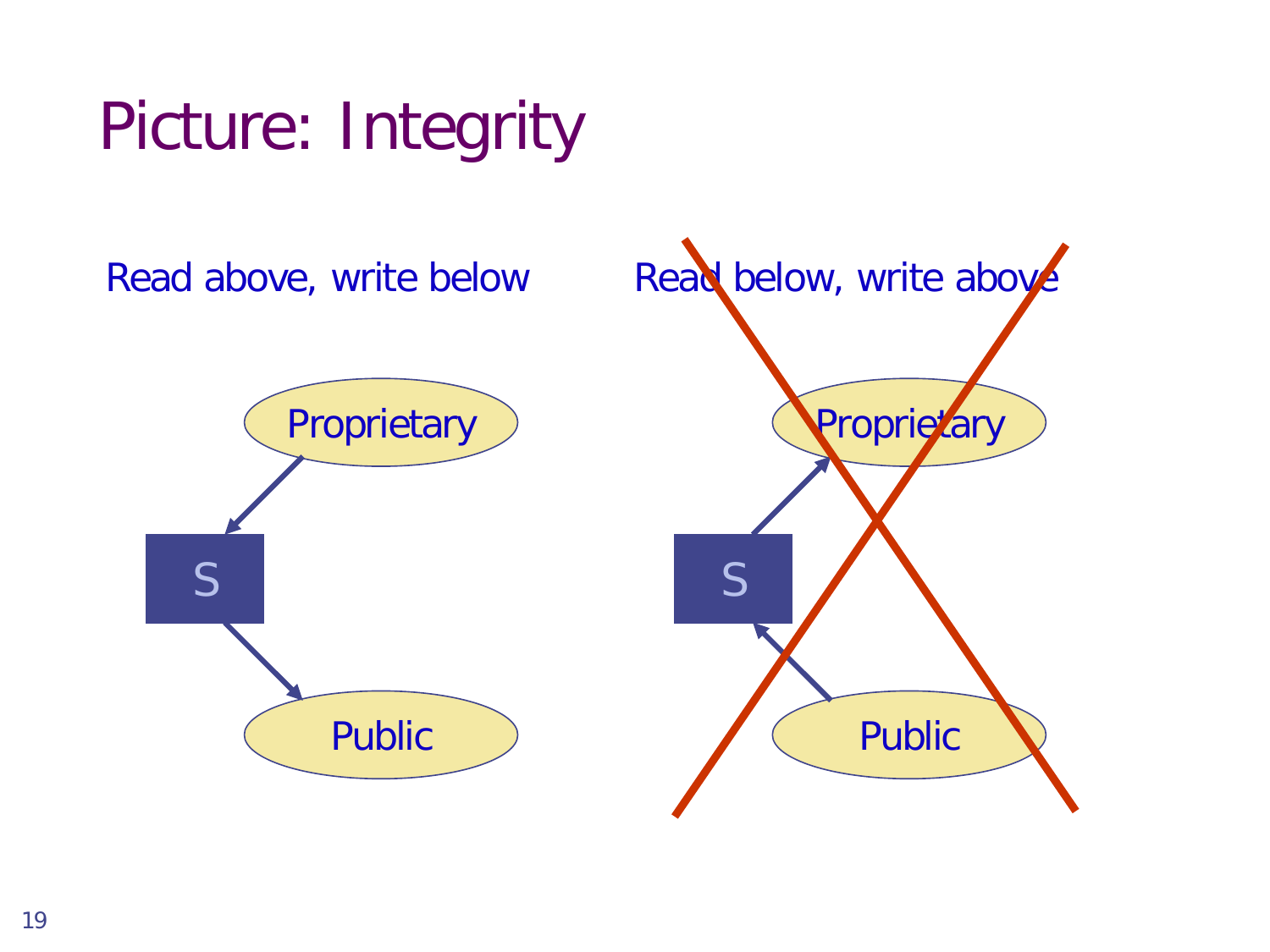# Picture: Integrity

Read above, write below

Proprietary

S

Public

Read below, write above

Proprietary

S

Public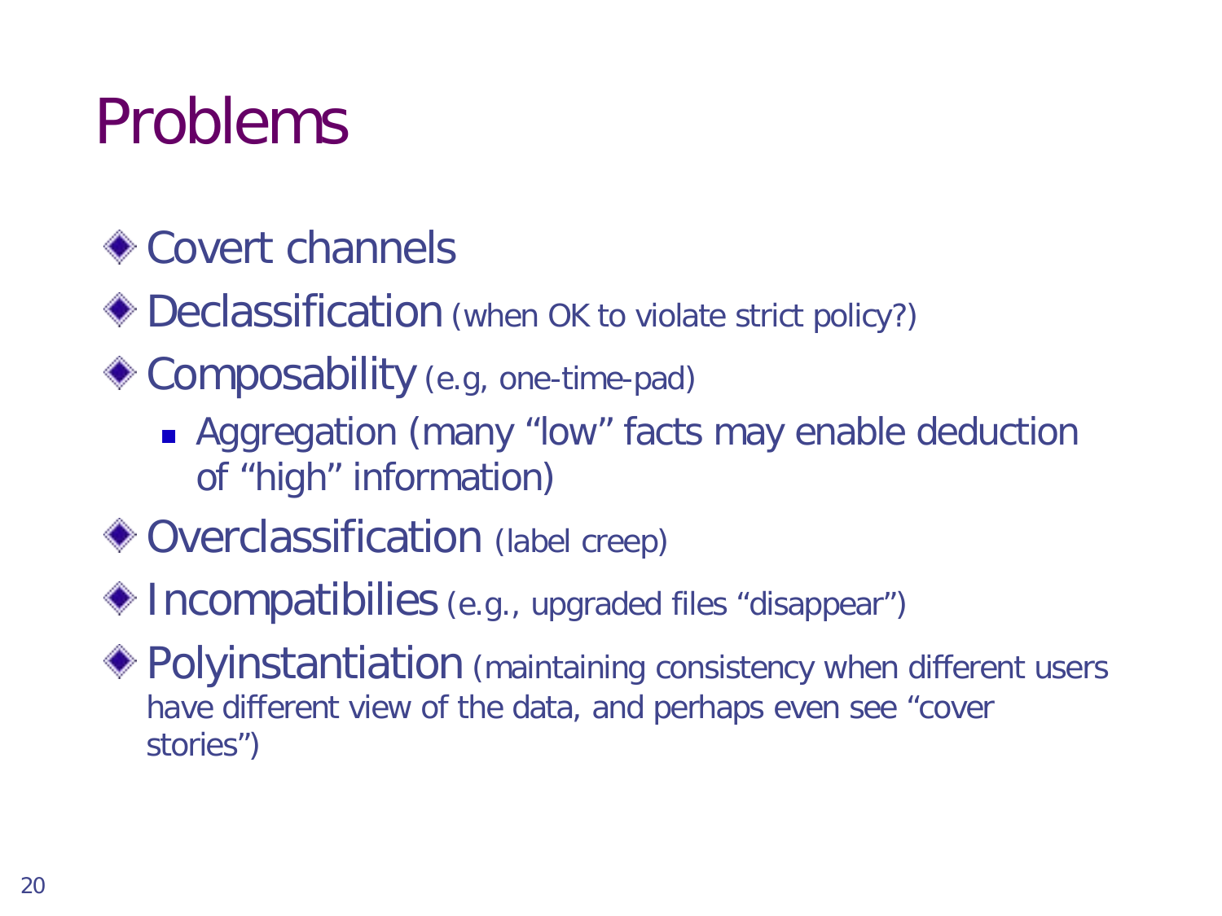# Problems

- Covert channels
- Declassification (when OK to violate strict policy?)
- Composability (e.g, one-time-pad)
  - Aggregation (many "low" facts may enable deduction of "high" information)
- Overclassification (label creep)
- Incompatibilies (e.g., upgraded files "disappear")
- Polyinstantiation (maintaining consistency when different users have different view of the data, and perhaps even see "cover stories")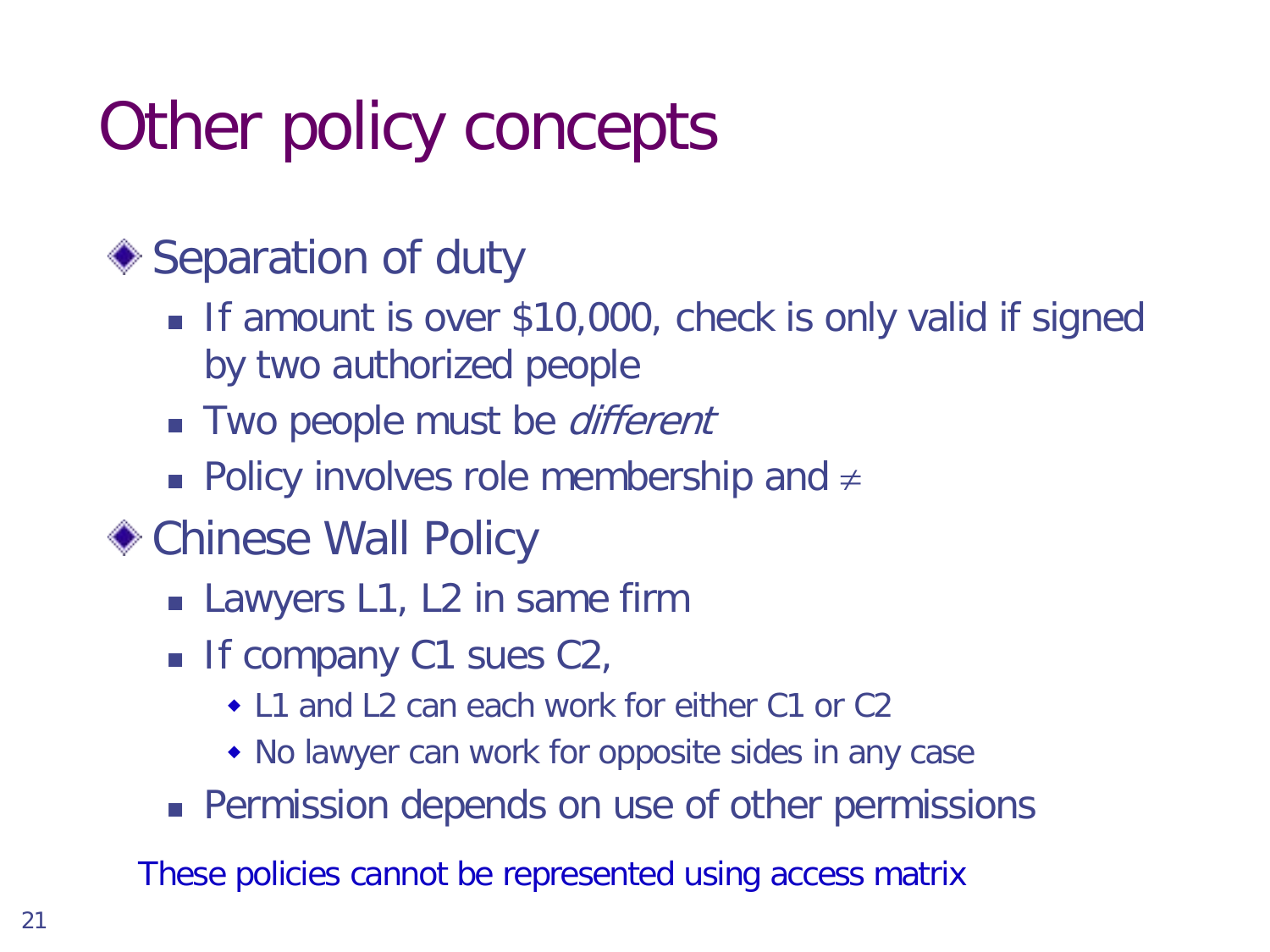# Other policy concepts

- Separation of duty
  - If amount is over $10,000, check is only valid if signed by two authorized people
  - Two people must be *different*
  - Policy involves role membership and $\neq$
- Chinese Wall Policy
  - Lawyers L1, L2 in same firm
  - If company C1 sues C2,
    - L1 and L2 can each work for either C1 or C2
    - No lawyer can work for opposite sides in any case
  - Permission depends on use of other permissions

These policies cannot be represented using access matrix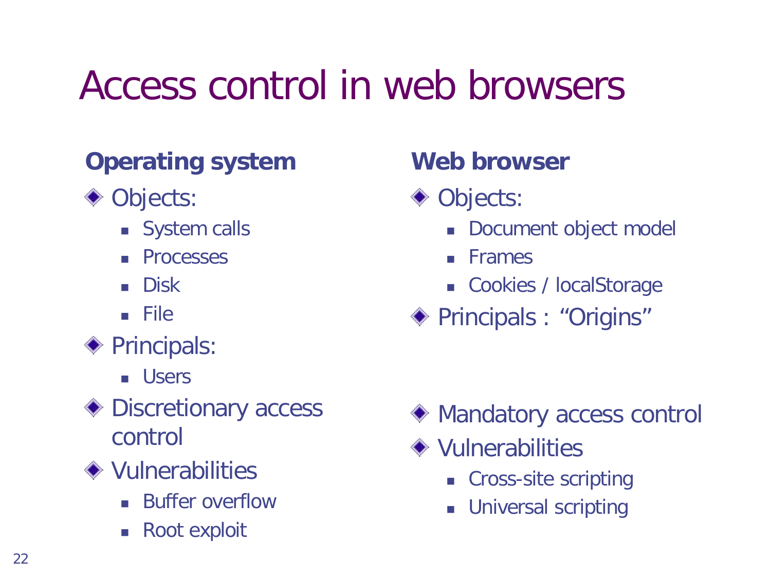# Access control in web browsers

**Operating system**

- Objects:
  - System calls
  - Processes
  - Disk
  - File
- Principals:
  - Users
- Discretionary access control
- Vulnerabilities
  - Buffer overflow
  - Root exploit

**Web browser**

- Objects:
  - Document object model
  - Frames
  - Cookies / localStorage
- Principals : "Origins"
- Mandatory access control
- Vulnerabilities
  - Cross-site scripting
  - Universal scripting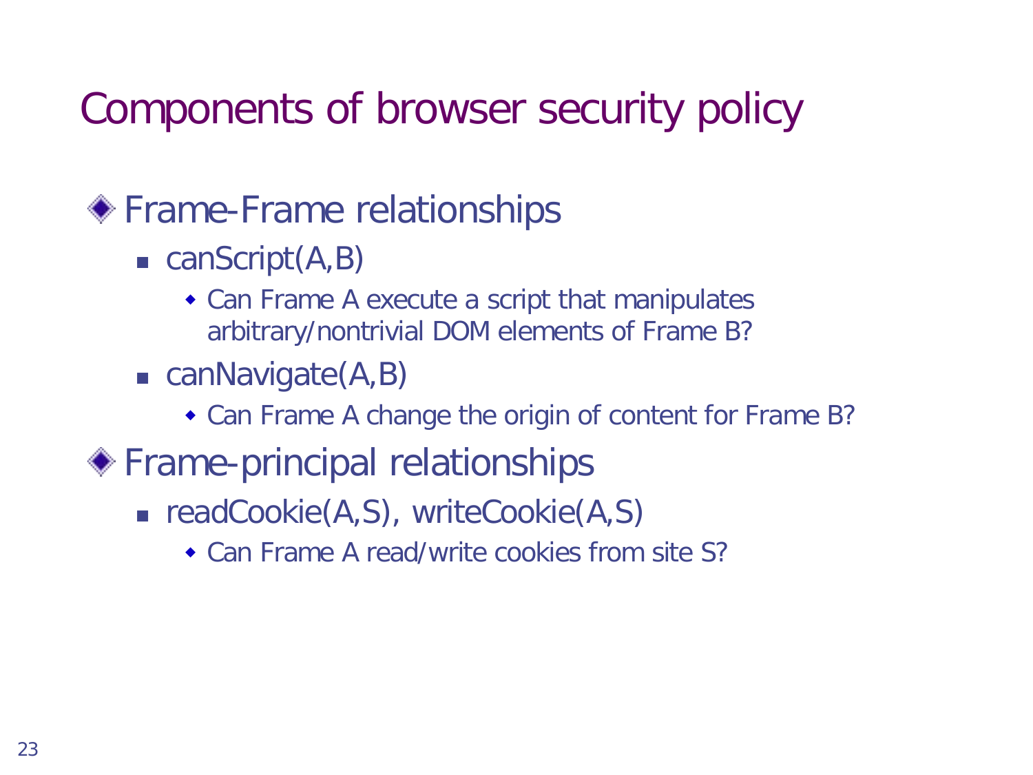# Components of browser security policy

- Frame-Frame relationships
  - canScript(A,B)
    - Can Frame A execute a script that manipulates arbitrary/nontrivial DOM elements of Frame B?
  - canNavigate(A,B)
    - Can Frame A change the origin of content for Frame B?
- Frame-principal relationships
  - readCookie(A,S), writeCookie(A,S)
    - Can Frame A read/write cookies from site S?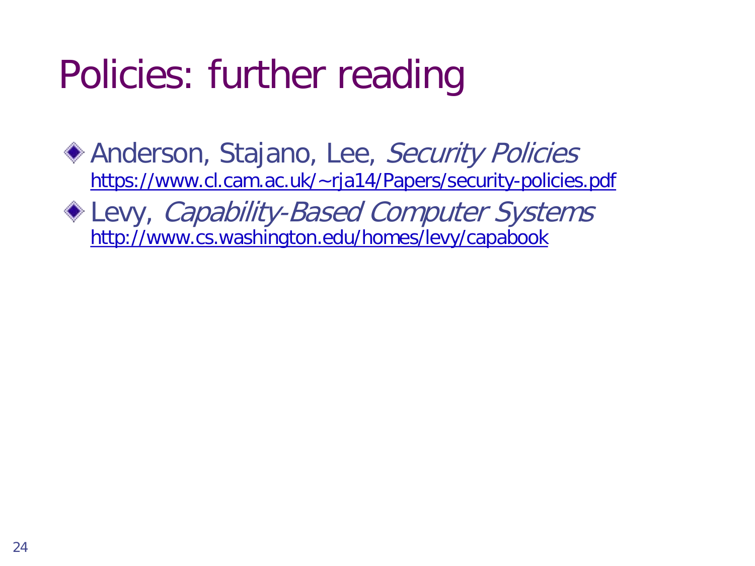# Policies: further reading

- Anderson, Stajano, Lee, *Security Policies*
  https://www.cl.cam.ac.uk/~rja14/Papers/security-policies.pdf
- Levy, *Capability-Based Computer Systems*
  http://www.cs.washington.edu/homes/levy/capabook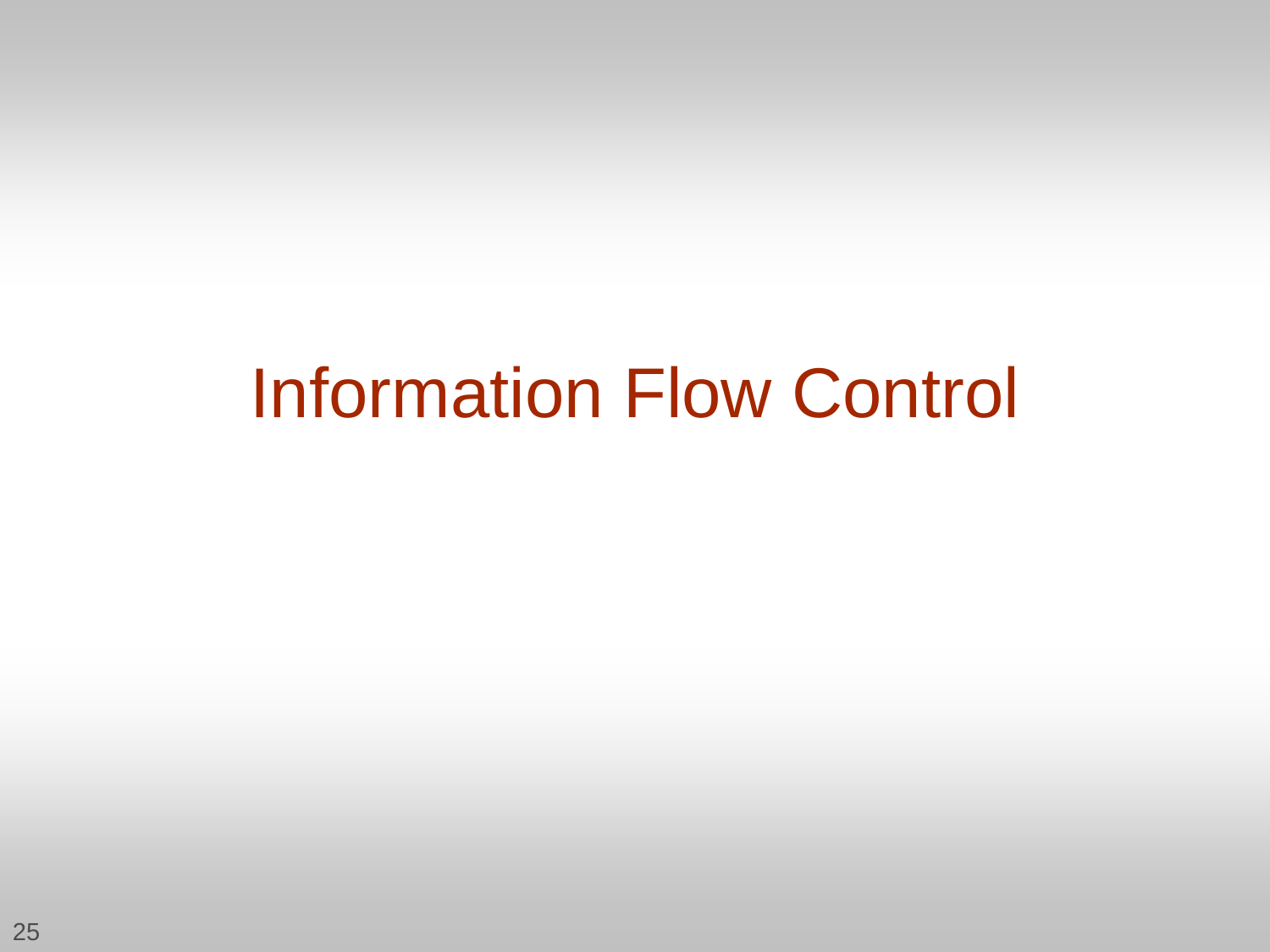# Information Flow Control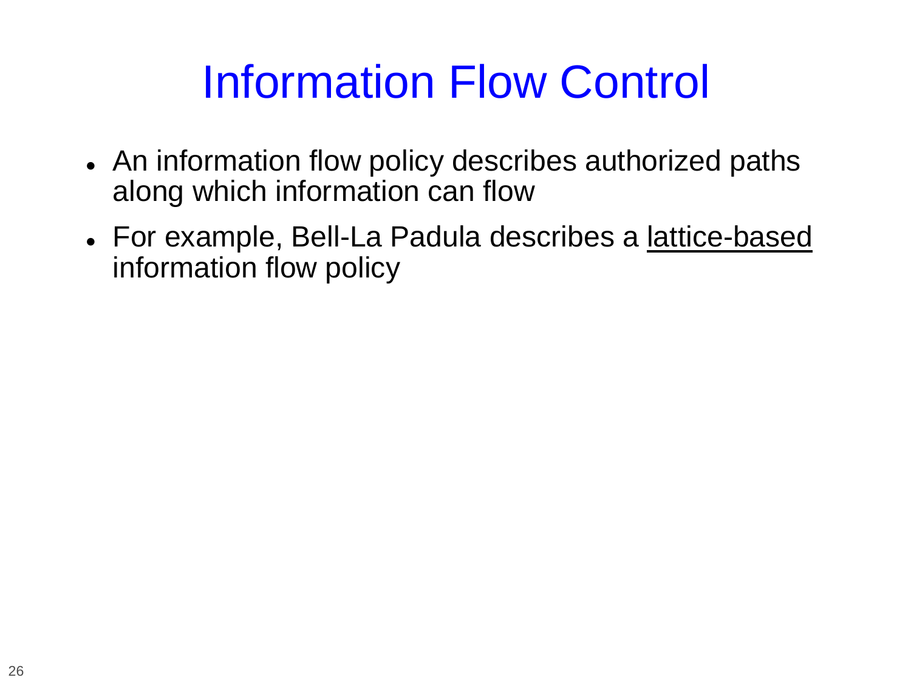# Information Flow Control

- An information flow policy describes authorized paths along which information can flow
- For example, Bell-La Padula describes a <u>lattice-based</u> information flow policy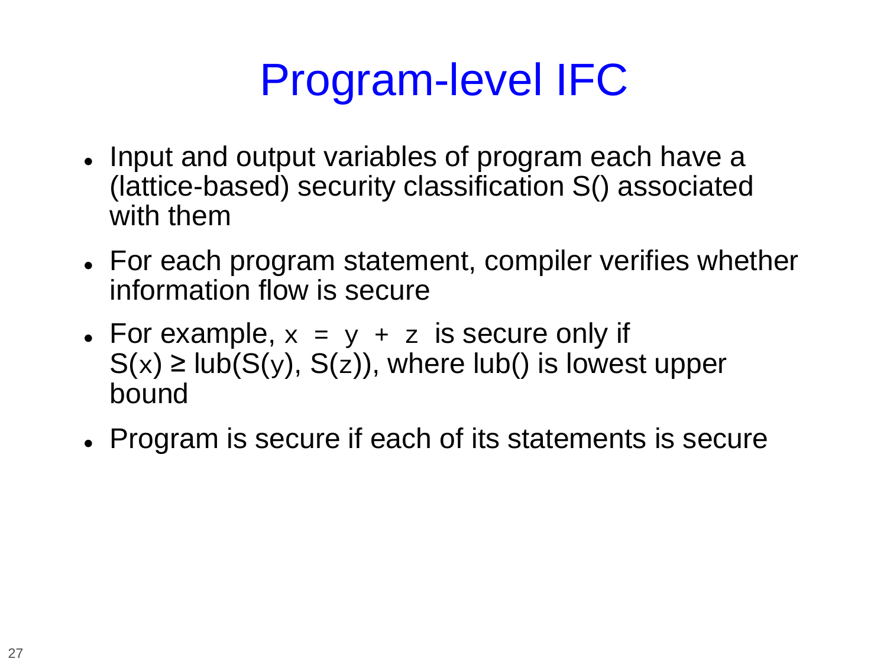# Program-level IFC

- Input and output variables of program each have a (lattice-based) security classification S() associated with them
- For each program statement, compiler verifies whether information flow is secure
- For example, `x = y + z` is secure only if $S(x) \geq lub(S(y), S(z))$, where lub() is lowest upper bound
- Program is secure if each of its statements is secure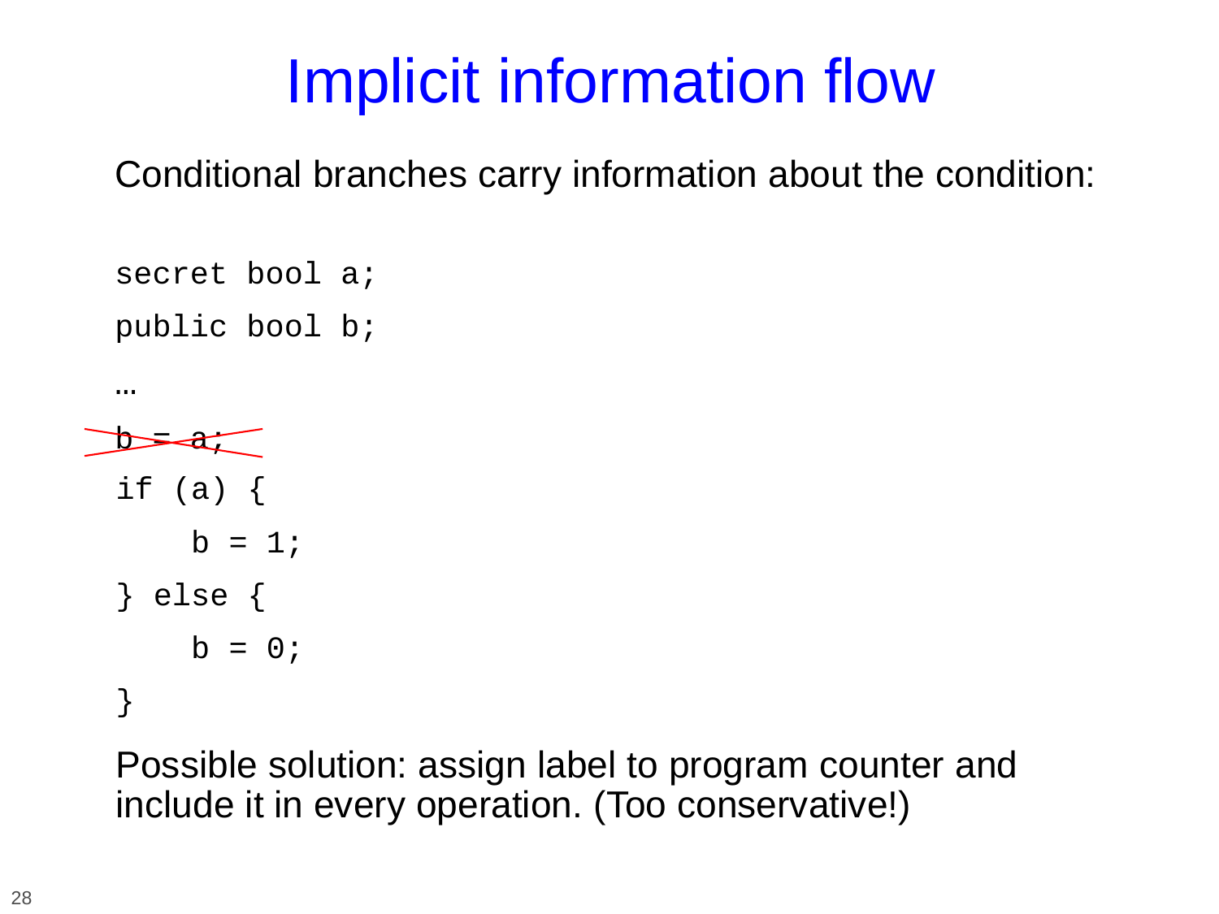# Implicit information flow

Conditional branches carry information about the condition:

```
secret bool a;
public bool b;
…
b = a;
if (a) {
    b = 1;
} else {
    b = 0;
}
```

Possible solution: assign label to program counter and include it in every operation. (Too conservative!)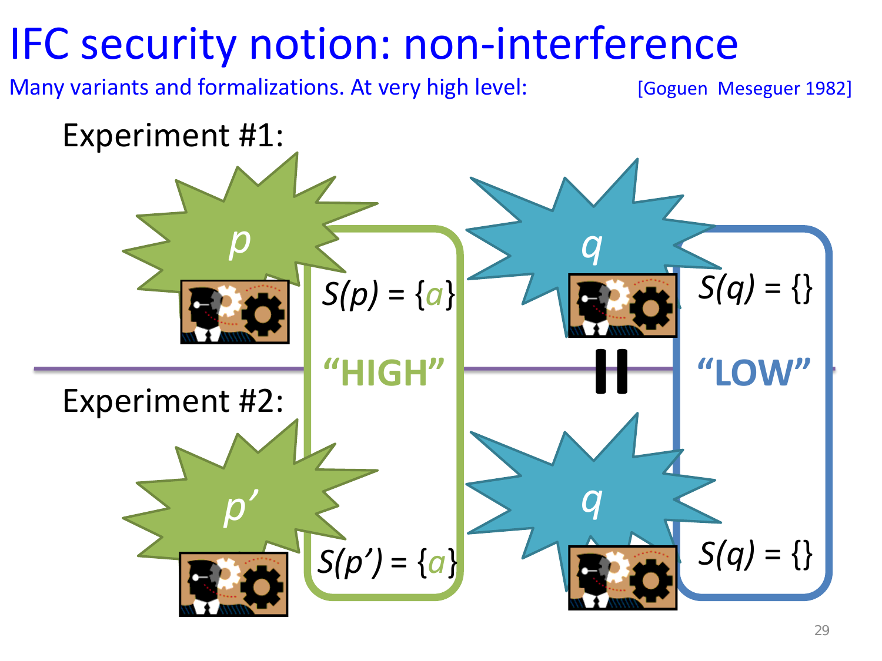# IFC security notion: non-interference

Many variants and formalizations. At very high level: [Goguen Meseguer 1982]

Experiment #1:

*p*

$S(p) = \{a\}$

*q*

$S(q) = \{\}$

"HIGH"

"LOW"

=

Experiment #2:

*p'*

$S(p') = \{a\}$

*q*

$S(q) = \{\}$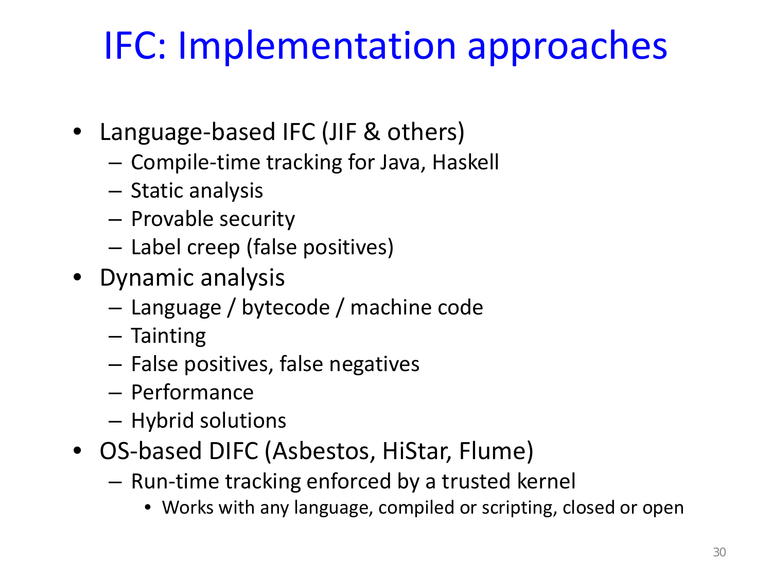# IFC: Implementation approaches

- Language-based IFC (JIF & others)
  - Compile-time tracking for Java, Haskell
  - Static analysis
  - Provable security
  - Label creep (false positives)
- Dynamic analysis
  - Language / bytecode / machine code
  - Tainting
  - False positives, false negatives
  - Performance
  - Hybrid solutions
- OS-based DIFC (Asbestos, HiStar, Flume)
  - Run-time tracking enforced by a trusted kernel
    - Works with any language, compiled or scripting, closed or open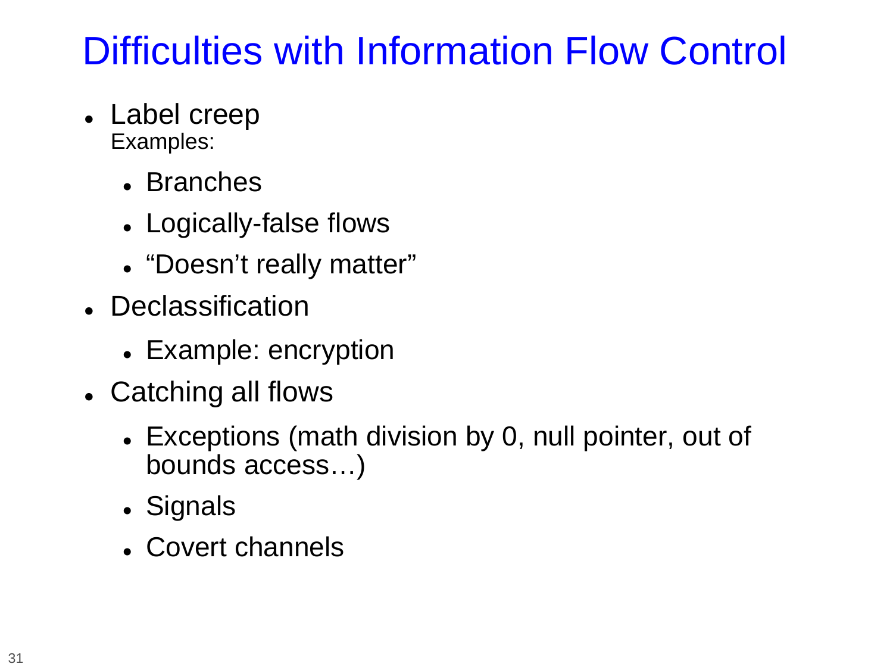# Difficulties with Information Flow Control

- Label creep
  Examples:
  - Branches
  - Logically-false flows
  - “Doesn’t really matter”
- Declassification
  - Example: encryption
- Catching all flows
  - Exceptions (math division by 0, null pointer, out of bounds access…)
  - Signals
  - Covert channels